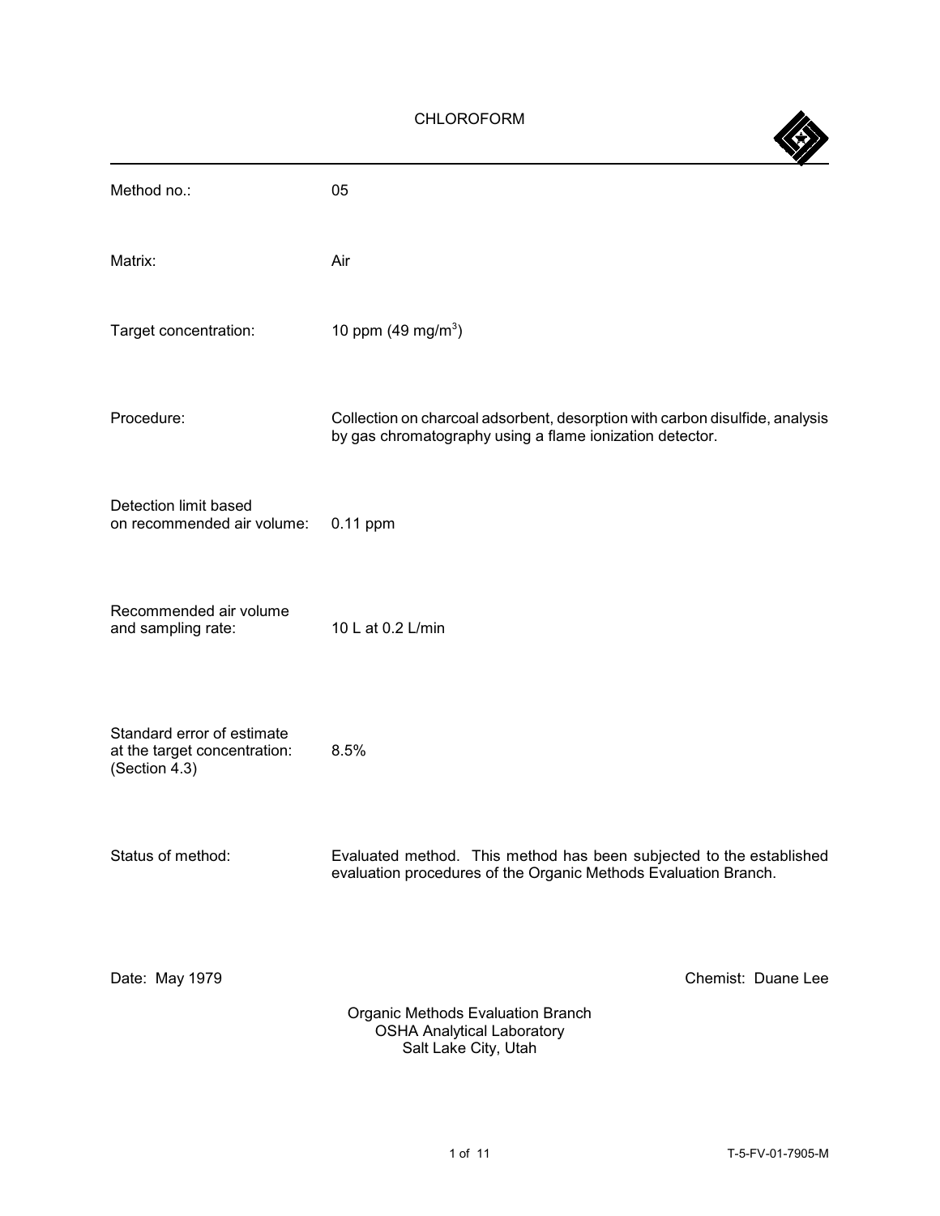# CHLOROFORM

| | |
|---|---|
| Method no.: | 05 |
| Matrix: | Air |
| Target concentration: | 10 ppm (49 mg/m$^3$) |
| Procedure: | Collection on charcoal adsorbent, desorption with carbon disulfide, analysis by gas chromatography using a flame ionization detector. |
| Detection limit based on recommended air volume: | 0.11 ppm |
| Recommended air volume and sampling rate: | 10 L at 0.2 L/min |
| Standard error of estimate at the target concentration: (Section 4.3) | 8.5% |
| Status of method: | Evaluated method. This method has been subjected to the established evaluation procedures of the Organic Methods Evaluation Branch. |

Date: May 1979

Chemist: Duane Lee

Organic Methods Evaluation Branch
OSHA Analytical Laboratory
Salt Lake City, Utah

T-5-FV-01-7905-M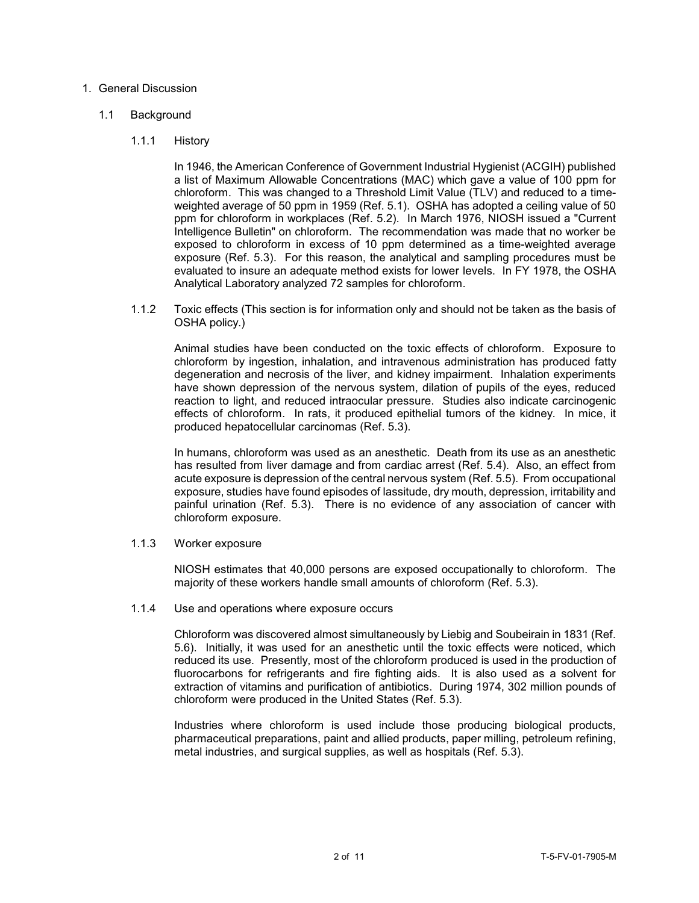# 1. General Discussion

## 1.1 Background

### 1.1.1 History

In 1946, the American Conference of Government Industrial Hygienist (ACGIH) published a list of Maximum Allowable Concentrations (MAC) which gave a value of 100 ppm for chloroform. This was changed to a Threshold Limit Value (TLV) and reduced to a time-weighted average of 50 ppm in 1959 (Ref. 5.1). OSHA has adopted a ceiling value of 50 ppm for chloroform in workplaces (Ref. 5.2). In March 1976, NIOSH issued a "Current Intelligence Bulletin" on chloroform. The recommendation was made that no worker be exposed to chloroform in excess of 10 ppm determined as a time-weighted average exposure (Ref. 5.3). For this reason, the analytical and sampling procedures must be evaluated to insure an adequate method exists for lower levels. In FY 1978, the OSHA Analytical Laboratory analyzed 72 samples for chloroform.

### 1.1.2 Toxic effects (This section is for information only and should not be taken as the basis of OSHA policy.)

Animal studies have been conducted on the toxic effects of chloroform. Exposure to chloroform by ingestion, inhalation, and intravenous administration has produced fatty degeneration and necrosis of the liver, and kidney impairment. Inhalation experiments have shown depression of the nervous system, dilation of pupils of the eyes, reduced reaction to light, and reduced intraocular pressure. Studies also indicate carcinogenic effects of chloroform. In rats, it produced epithelial tumors of the kidney. In mice, it produced hepatocellular carcinomas (Ref. 5.3).

In humans, chloroform was used as an anesthetic. Death from its use as an anesthetic has resulted from liver damage and from cardiac arrest (Ref. 5.4). Also, an effect from acute exposure is depression of the central nervous system (Ref. 5.5). From occupational exposure, studies have found episodes of lassitude, dry mouth, depression, irritability and painful urination (Ref. 5.3). There is no evidence of any association of cancer with chloroform exposure.

### 1.1.3 Worker exposure

NIOSH estimates that 40,000 persons are exposed occupationally to chloroform. The majority of these workers handle small amounts of chloroform (Ref. 5.3).

### 1.1.4 Use and operations where exposure occurs

Chloroform was discovered almost simultaneously by Liebig and Soubeirain in 1831 (Ref. 5.6). Initially, it was used for an anesthetic until the toxic effects were noticed, which reduced its use. Presently, most of the chloroform produced is used in the production of fluorocarbons for refrigerants and fire fighting aids. It is also used as a solvent for extraction of vitamins and purification of antibiotics. During 1974, 302 million pounds of chloroform were produced in the United States (Ref. 5.3).

Industries where chloroform is used include those producing biological products, pharmaceutical preparations, paint and allied products, paper milling, petroleum refining, metal industries, and surgical supplies, as well as hospitals (Ref. 5.3).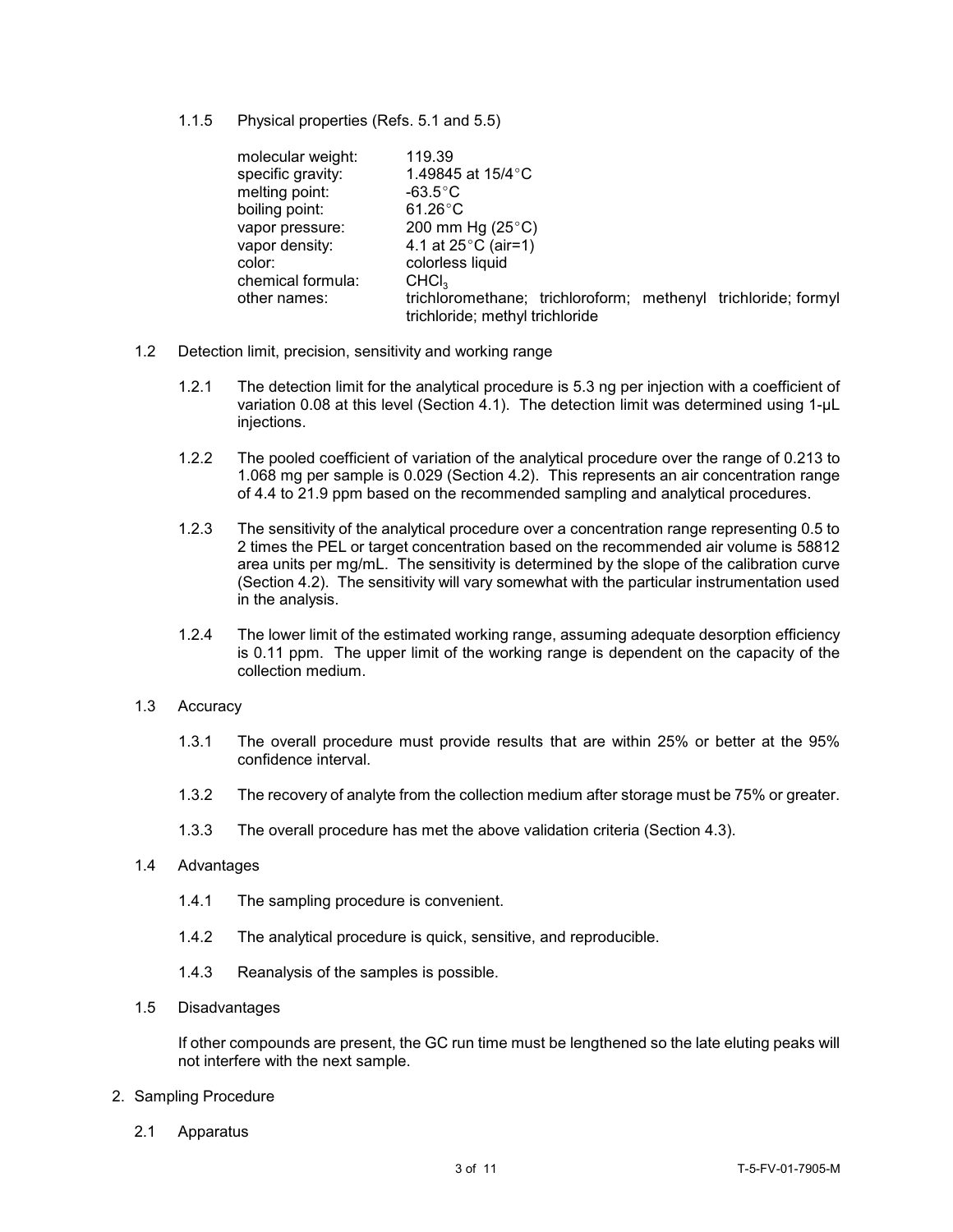1.1.5 Physical properties (Refs. 5.1 and 5.5)

| | |
|---|---|
| molecular weight: | 119.39 |
| specific gravity: | 1.49845 at 15/4°C |
| melting point: | -63.5°C |
| boiling point: | 61.26°C |
| vapor pressure: | 200 mm Hg (25°C) |
| vapor density: | 4.1 at 25°C (air=1) |
| color: | colorless liquid |
| chemical formula: | $CHCl_3$ |
| other names: | trichloromethane; trichloroform; methenyl trichloride; formyl trichloride; methyl trichloride |

## 1.2 Detection limit, precision, sensitivity and working range

1.2.1 The detection limit for the analytical procedure is 5.3 ng per injection with a coefficient of variation 0.08 at this level (Section 4.1). The detection limit was determined using 1-µL injections.

1.2.2 The pooled coefficient of variation of the analytical procedure over the range of 0.213 to 1.068 mg per sample is 0.029 (Section 4.2). This represents an air concentration range of 4.4 to 21.9 ppm based on the recommended sampling and analytical procedures.

1.2.3 The sensitivity of the analytical procedure over a concentration range representing 0.5 to 2 times the PEL or target concentration based on the recommended air volume is 58812 area units per mg/mL. The sensitivity is determined by the slope of the calibration curve (Section 4.2). The sensitivity will vary somewhat with the particular instrumentation used in the analysis.

1.2.4 The lower limit of the estimated working range, assuming adequate desorption efficiency is 0.11 ppm. The upper limit of the working range is dependent on the capacity of the collection medium.

## 1.3 Accuracy

1.3.1 The overall procedure must provide results that are within 25% or better at the 95% confidence interval.

1.3.2 The recovery of analyte from the collection medium after storage must be 75% or greater.

1.3.3 The overall procedure has met the above validation criteria (Section 4.3).

## 1.4 Advantages

1.4.1 The sampling procedure is convenient.

1.4.2 The analytical procedure is quick, sensitive, and reproducible.

1.4.3 Reanalysis of the samples is possible.

## 1.5 Disadvantages

If other compounds are present, the GC run time must be lengthened so the late eluting peaks will not interfere with the next sample.

# 2. Sampling Procedure

## 2.1 Apparatus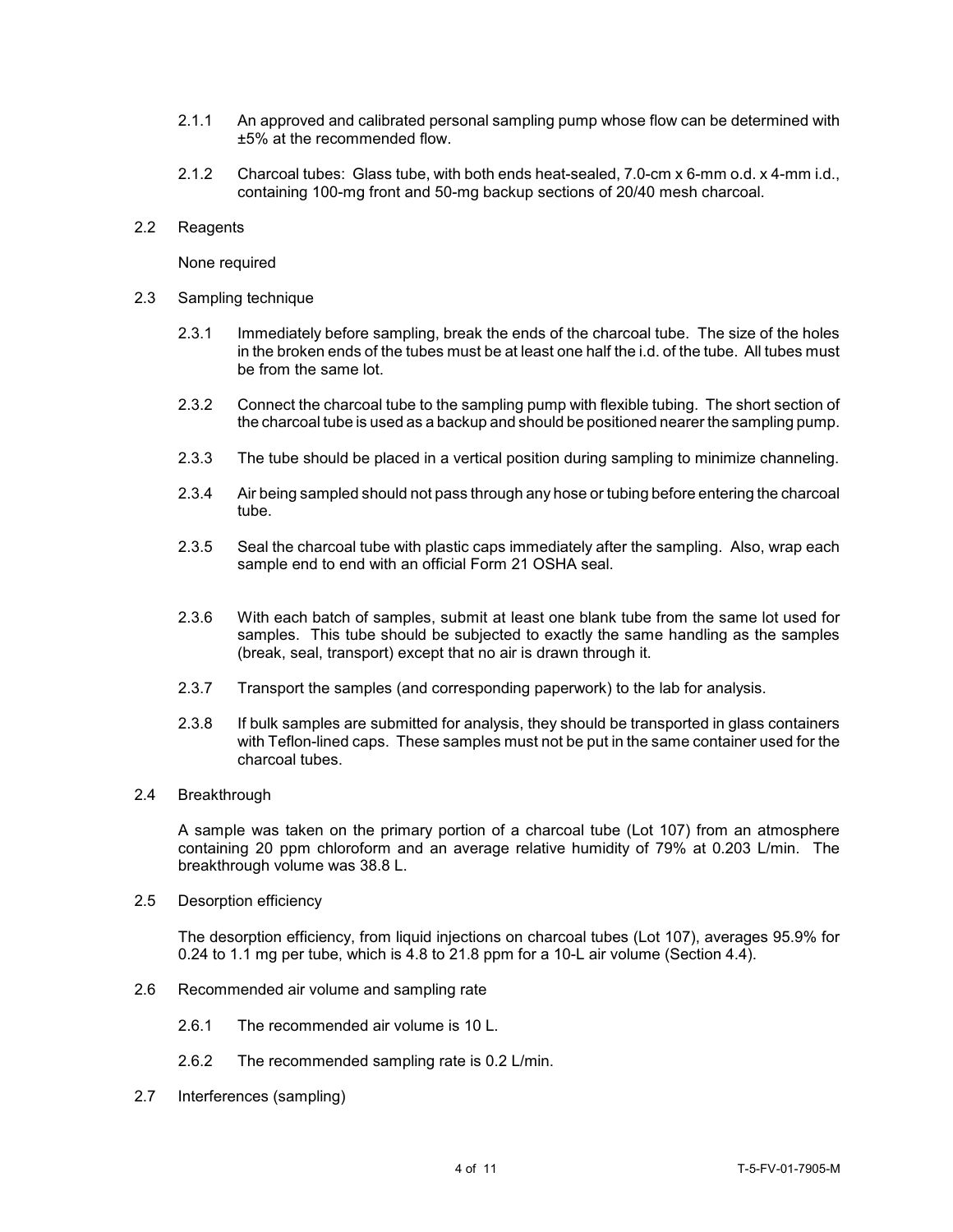2.1.1 An approved and calibrated personal sampling pump whose flow can be determined with ±5% at the recommended flow.

2.1.2 Charcoal tubes: Glass tube, with both ends heat-sealed, 7.0-cm x 6-mm o.d. x 4-mm i.d., containing 100-mg front and 50-mg backup sections of 20/40 mesh charcoal.

2.2 Reagents

None required

2.3 Sampling technique

2.3.1 Immediately before sampling, break the ends of the charcoal tube. The size of the holes in the broken ends of the tubes must be at least one half the i.d. of the tube. All tubes must be from the same lot.

2.3.2 Connect the charcoal tube to the sampling pump with flexible tubing. The short section of the charcoal tube is used as a backup and should be positioned nearer the sampling pump.

2.3.3 The tube should be placed in a vertical position during sampling to minimize channeling.

2.3.4 Air being sampled should not pass through any hose or tubing before entering the charcoal tube.

2.3.5 Seal the charcoal tube with plastic caps immediately after the sampling. Also, wrap each sample end to end with an official Form 21 OSHA seal.

2.3.6 With each batch of samples, submit at least one blank tube from the same lot used for samples. This tube should be subjected to exactly the same handling as the samples (break, seal, transport) except that no air is drawn through it.

2.3.7 Transport the samples (and corresponding paperwork) to the lab for analysis.

2.3.8 If bulk samples are submitted for analysis, they should be transported in glass containers with Teflon-lined caps. These samples must not be put in the same container used for the charcoal tubes.

2.4 Breakthrough

A sample was taken on the primary portion of a charcoal tube (Lot 107) from an atmosphere containing 20 ppm chloroform and an average relative humidity of 79% at 0.203 L/min. The breakthrough volume was 38.8 L.

2.5 Desorption efficiency

The desorption efficiency, from liquid injections on charcoal tubes (Lot 107), averages 95.9% for 0.24 to 1.1 mg per tube, which is 4.8 to 21.8 ppm for a 10-L air volume (Section 4.4).

2.6 Recommended air volume and sampling rate

2.6.1 The recommended air volume is 10 L.

2.6.2 The recommended sampling rate is 0.2 L/min.

2.7 Interferences (sampling)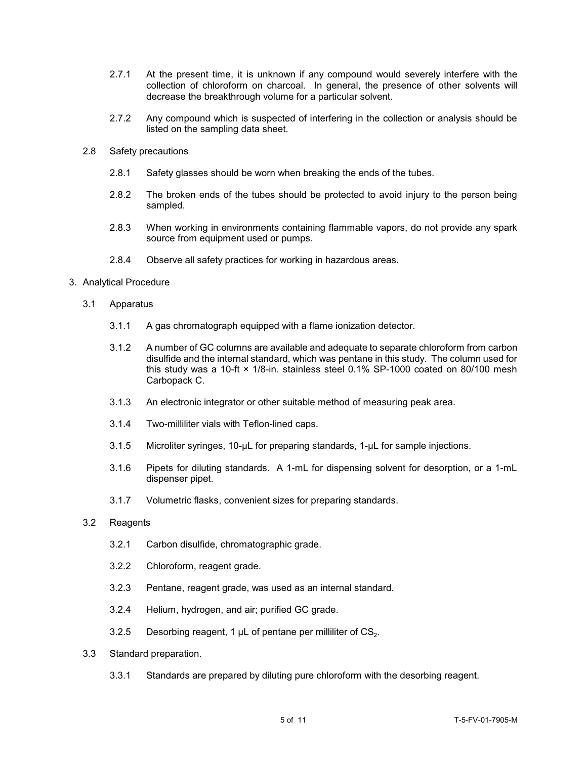2.7.1 At the present time, it is unknown if any compound would severely interfere with the collection of chloroform on charcoal. In general, the presence of other solvents will decrease the breakthrough volume for a particular solvent.

2.7.2 Any compound which is suspected of interfering in the collection or analysis should be listed on the sampling data sheet.

2.8 Safety precautions

2.8.1 Safety glasses should be worn when breaking the ends of the tubes.

2.8.2 The broken ends of the tubes should be protected to avoid injury to the person being sampled.

2.8.3 When working in environments containing flammable vapors, do not provide any spark source from equipment used or pumps.

2.8.4 Observe all safety practices for working in hazardous areas.

## 3. Analytical Procedure

### 3.1 Apparatus

3.1.1 A gas chromatograph equipped with a flame ionization detector.

3.1.2 A number of GC columns are available and adequate to separate chloroform from carbon disulfide and the internal standard, which was pentane in this study. The column used for this study was a 10-ft × 1/8-in. stainless steel 0.1% SP-1000 coated on 80/100 mesh Carbopack C.

3.1.3 An electronic integrator or other suitable method of measuring peak area.

3.1.4 Two-milliliter vials with Teflon-lined caps.

3.1.5 Microliter syringes, 10-µL for preparing standards, 1-µL for sample injections.

3.1.6 Pipets for diluting standards. A 1-mL for dispensing solvent for desorption, or a 1-mL dispenser pipet.

3.1.7 Volumetric flasks, convenient sizes for preparing standards.

### 3.2 Reagents

3.2.1 Carbon disulfide, chromatographic grade.

3.2.2 Chloroform, reagent grade.

3.2.3 Pentane, reagent grade, was used as an internal standard.

3.2.4 Helium, hydrogen, and air; purified GC grade.

3.2.5 Desorbing reagent, 1 µL of pentane per milliliter of $CS_2$.

### 3.3 Standard preparation.

3.3.1 Standards are prepared by diluting pure chloroform with the desorbing reagent.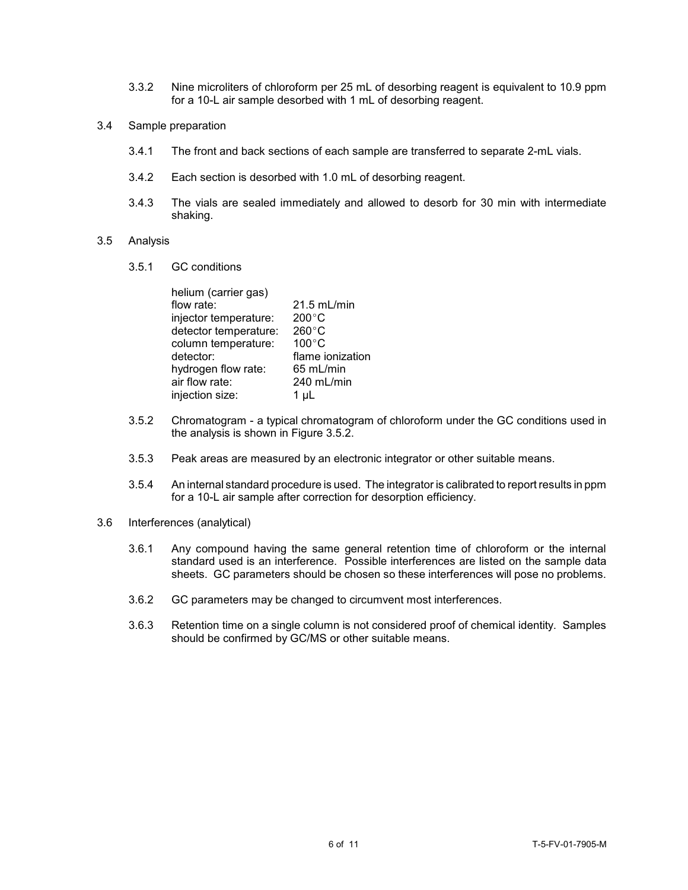3.3.2 Nine microliters of chloroform per 25 mL of desorbing reagent is equivalent to 10.9 ppm for a 10-L air sample desorbed with 1 mL of desorbing reagent.

3.4 Sample preparation

3.4.1 The front and back sections of each sample are transferred to separate 2-mL vials.

3.4.2 Each section is desorbed with 1.0 mL of desorbing reagent.

3.4.3 The vials are sealed immediately and allowed to desorb for 30 min with intermediate shaking.

3.5 Analysis

3.5.1 GC conditions

| | |
|---|---|
| helium (carrier gas) flow rate: | 21.5 mL/min |
| injector temperature: | 200°C |
| detector temperature: | 260°C |
| column temperature: | 100°C |
| detector: | flame ionization |
| hydrogen flow rate: | 65 mL/min |
| air flow rate: | 240 mL/min |
| injection size: | 1 µL |

3.5.2 Chromatogram - a typical chromatogram of chloroform under the GC conditions used in the analysis is shown in Figure 3.5.2.

3.5.3 Peak areas are measured by an electronic integrator or other suitable means.

3.5.4 An internal standard procedure is used. The integrator is calibrated to report results in ppm for a 10-L air sample after correction for desorption efficiency.

3.6 Interferences (analytical)

3.6.1 Any compound having the same general retention time of chloroform or the internal standard used is an interference. Possible interferences are listed on the sample data sheets. GC parameters should be chosen so these interferences will pose no problems.

3.6.2 GC parameters may be changed to circumvent most interferences.

3.6.3 Retention time on a single column is not considered proof of chemical identity. Samples should be confirmed by GC/MS or other suitable means.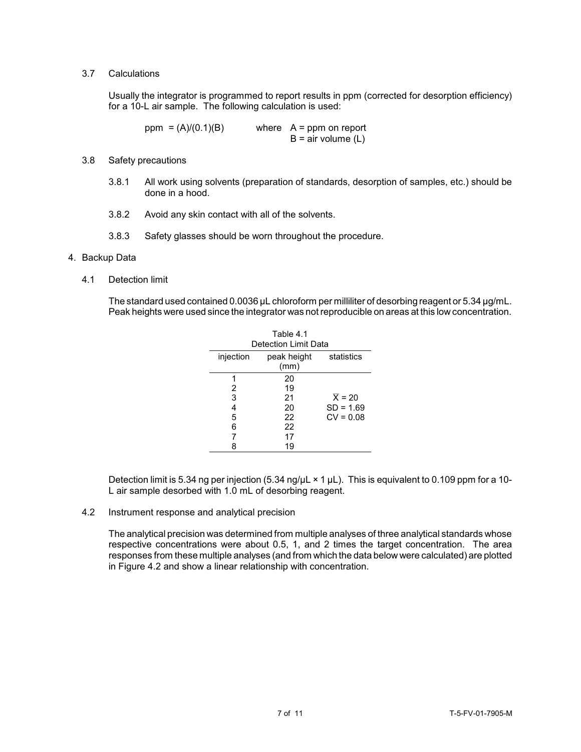### 3.7 Calculations

Usually the integrator is programmed to report results in ppm (corrected for desorption efficiency) for a 10-L air sample. The following calculation is used:

$$\text{ppm} = (A)/(0.1)(B) \qquad \text{where } A = \text{ppm on report}, \; B = \text{air volume (L)}$$

### 3.8 Safety precautions

3.8.1 All work using solvents (preparation of standards, desorption of samples, etc.) should be done in a hood.

3.8.2 Avoid any skin contact with all of the solvents.

3.8.3 Safety glasses should be worn throughout the procedure.

## 4. Backup Data

### 4.1 Detection limit

The standard used contained 0.0036 µL chloroform per milliliter of desorbing reagent or 5.34 µg/mL. Peak heights were used since the integrator was not reproducible on areas at this low concentration.

Table 4.1
Detection Limit Data

| injection | peak height (mm) | statistics |
|---|---|---|
| 1 | 20 | |
| 2 | 19 | |
| 3 | 21 | $\overline{X} = 20$ |
| 4 | 20 | SD = 1.69 |
| 5 | 22 | CV = 0.08 |
| 6 | 22 | |
| 7 | 17 | |
| 8 | 19 | |

Detection limit is 5.34 ng per injection (5.34 ng/µL × 1 µL). This is equivalent to 0.109 ppm for a 10-L air sample desorbed with 1.0 mL of desorbing reagent.

### 4.2 Instrument response and analytical precision

The analytical precision was determined from multiple analyses of three analytical standards whose respective concentrations were about 0.5, 1, and 2 times the target concentration. The area responses from these multiple analyses (and from which the data below were calculated) are plotted in Figure 4.2 and show a linear relationship with concentration.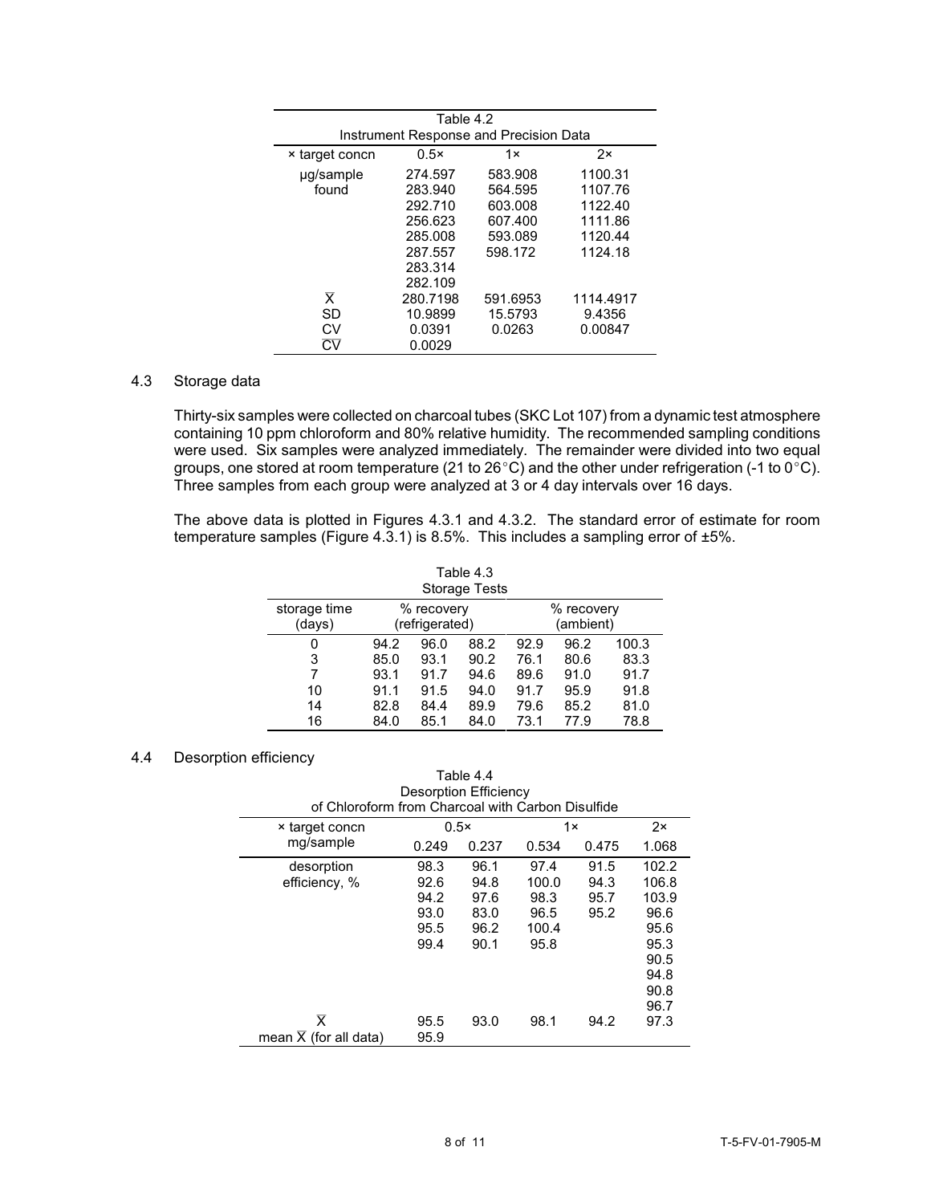| Table 4.2 Instrument Response and Precision Data | | | |
|---|---|---|---|
| × target concn | 0.5× | 1× | 2× |
| µg/sample found | 274.597 | 583.908 | 1100.31 |
| | 283.940 | 564.595 | 1107.76 |
| | 292.710 | 603.008 | 1122.40 |
| | 256.623 | 607.400 | 1111.86 |
| | 285.008 | 593.089 | 1120.44 |
| | 287.557 | 598.172 | 1124.18 |
| | 283.314 | | |
| | 282.109 | | |
| $\overline{X}$ | 280.7198 | 591.6953 | 1114.4917 |
| SD | 10.9899 | 15.5793 | 9.4356 |
| CV | 0.0391 | 0.0263 | 0.00847 |
| $\overline{CV}$ | 0.0029 | | |

4.3 Storage data

Thirty-six samples were collected on charcoal tubes (SKC Lot 107) from a dynamic test atmosphere containing 10 ppm chloroform and 80% relative humidity. The recommended sampling conditions were used. Six samples were analyzed immediately. The remainder were divided into two equal groups, one stored at room temperature (21 to 26°C) and the other under refrigeration (-1 to 0°C). Three samples from each group were analyzed at 3 or 4 day intervals over 16 days.

The above data is plotted in Figures 4.3.1 and 4.3.2. The standard error of estimate for room temperature samples (Figure 4.3.1) is 8.5%. This includes a sampling error of ±5%.

Table 4.3
Storage Tests

| storage time (days) | % recovery (refrigerated) | | | % recovery (ambient) | | |
|---|---|---|---|---|---|---|
| 0 | 94.2 | 96.0 | 88.2 | 92.9 | 96.2 | 100.3 |
| 3 | 85.0 | 93.1 | 90.2 | 76.1 | 80.6 | 83.3 |
| 7 | 93.1 | 91.7 | 94.6 | 89.6 | 91.0 | 91.7 |
| 10 | 91.1 | 91.5 | 94.0 | 91.7 | 95.9 | 91.8 |
| 14 | 82.8 | 84.4 | 89.9 | 79.6 | 85.2 | 81.0 |
| 16 | 84.0 | 85.1 | 84.0 | 73.1 | 77.9 | 78.8 |

4.4 Desorption efficiency

Table 4.4
Desorption Efficiency
of Chloroform from Charcoal with Carbon Disulfide

| × target concn | 0.5× | | 1× | | 2× |
|---|---|---|---|---|---|
| mg/sample | 0.249 | 0.237 | 0.534 | 0.475 | 1.068 |
| desorption efficiency, % | 98.3 | 96.1 | 97.4 | 91.5 | 102.2 |
| | 92.6 | 94.8 | 100.0 | 94.3 | 106.8 |
| | 94.2 | 97.6 | 98.3 | 95.7 | 103.9 |
| | 93.0 | 83.0 | 96.5 | 95.2 | 96.6 |
| | 95.5 | 96.2 | 100.4 | | 95.6 |
| | 99.4 | 90.1 | 95.8 | | 95.3 |
| | | | | | 90.5 |
| | | | | | 94.8 |
| | | | | | 90.8 |
| | | | | | 96.7 |
| $\overline{X}$ | 95.5 | 93.0 | 98.1 | 94.2 | 97.3 |
| mean $\overline{X}$ (for all data) | 95.9 | | | | |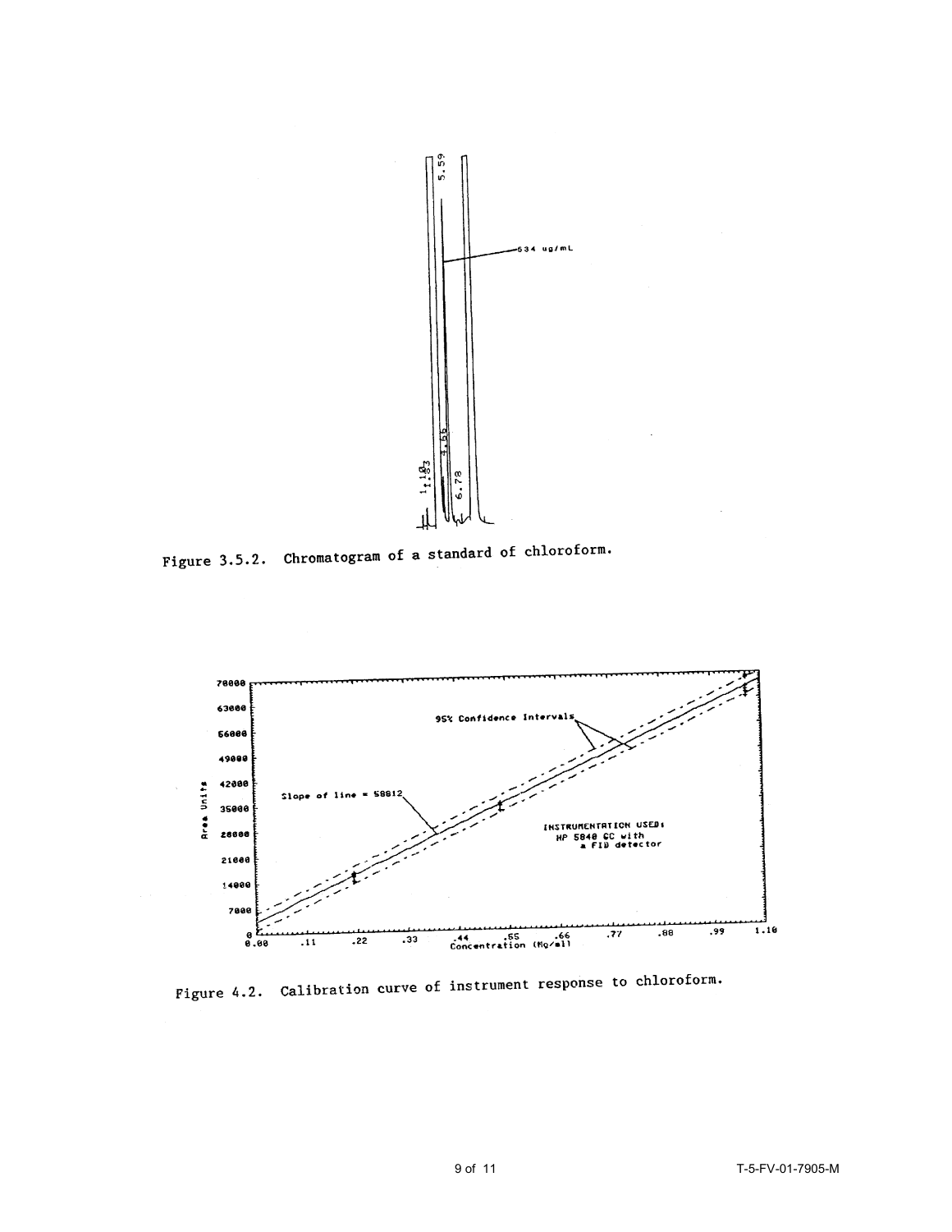Figure 3.5.2. Chromatogram of a standard of chloroform.

Figure 4.2. Calibration curve of instrument response to chloroform.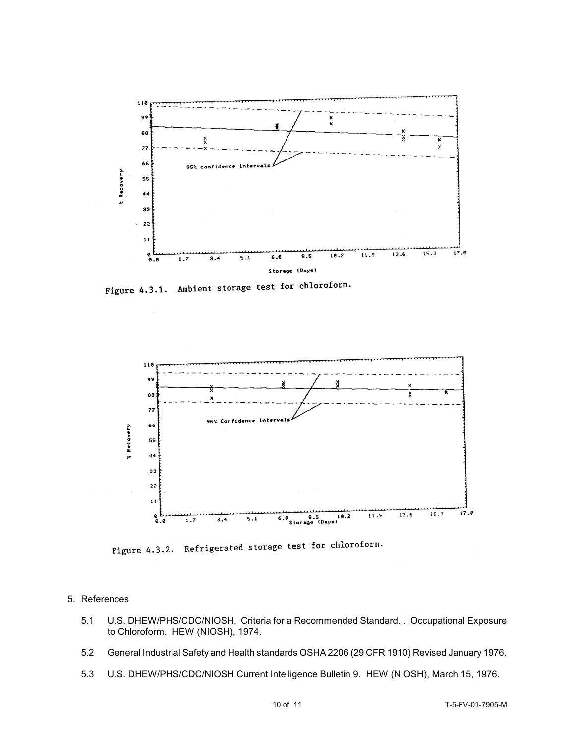Figure 4.3.1. Ambient storage test for chloroform.

Figure 4.3.2. Refrigerated storage test for chloroform.

5. References

   5.1 U.S. DHEW/PHS/CDC/NIOSH. Criteria for a Recommended Standard... Occupational Exposure to Chloroform. HEW (NIOSH), 1974.

   5.2 General Industrial Safety and Health standards OSHA 2206 (29 CFR 1910) Revised January 1976.

   5.3 U.S. DHEW/PHS/CDC/NIOSH Current Intelligence Bulletin 9. HEW (NIOSH), March 15, 1976.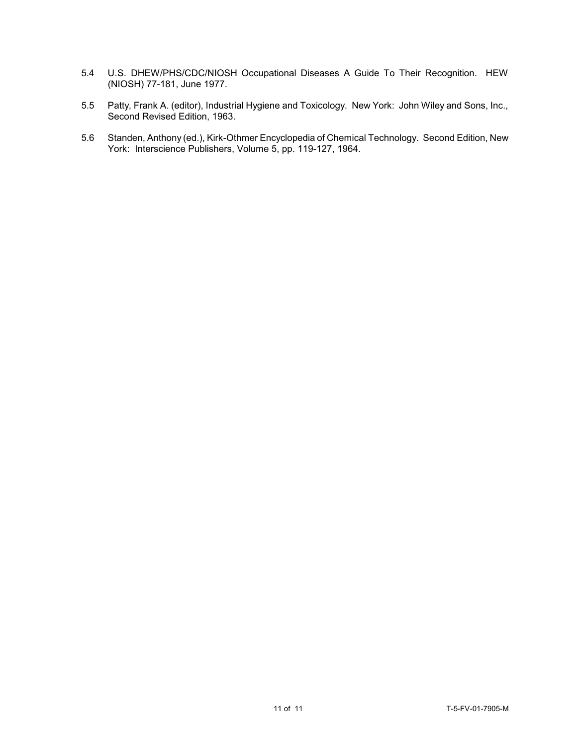5.4 U.S. DHEW/PHS/CDC/NIOSH Occupational Diseases A Guide To Their Recognition. HEW (NIOSH) 77-181, June 1977.

5.5 Patty, Frank A. (editor), Industrial Hygiene and Toxicology. New York: John Wiley and Sons, Inc., Second Revised Edition, 1963.

5.6 Standen, Anthony (ed.), Kirk-Othmer Encyclopedia of Chemical Technology. Second Edition, New York: Interscience Publishers, Volume 5, pp. 119-127, 1964.